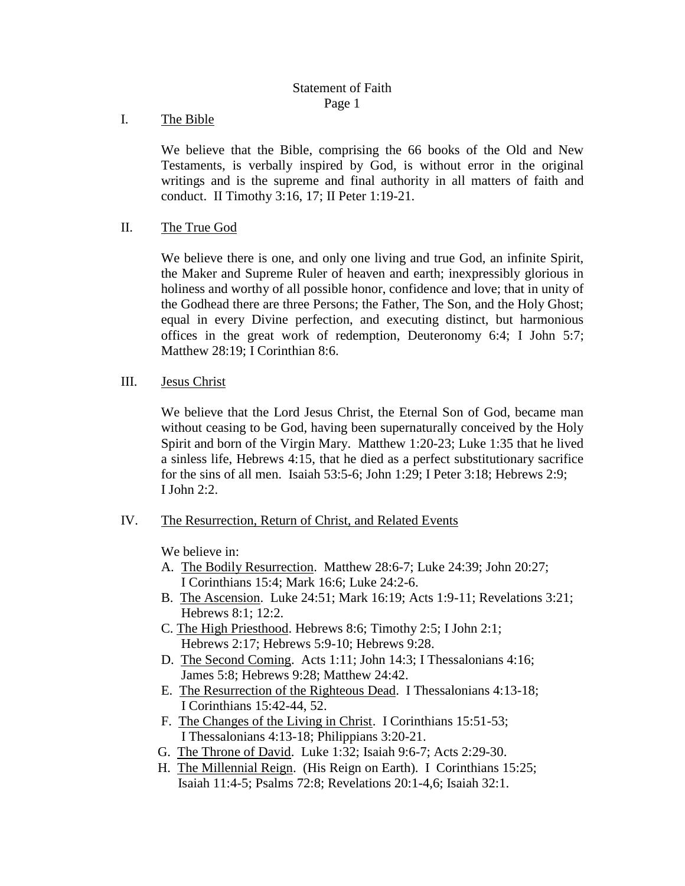# Statement of Faith

## I. The Bible

We believe that the Bible, comprising the 66 books of the Old and New Testaments, is verbally inspired by God, is without error in the original writings and is the supreme and final authority in all matters of faith and conduct. II Timothy 3:16, 17; II Peter 1:19-21.

## II. The True God

We believe there is one, and only one living and true God, an infinite Spirit, the Maker and Supreme Ruler of heaven and earth; inexpressibly glorious in holiness and worthy of all possible honor, confidence and love; that in unity of the Godhead there are three Persons; the Father, The Son, and the Holy Ghost; equal in every Divine perfection, and executing distinct, but harmonious offices in the great work of redemption, Deuteronomy 6:4; I John 5:7; Matthew 28:19; I Corinthian 8:6.

## III. Jesus Christ

We believe that the Lord Jesus Christ, the Eternal Son of God, became man without ceasing to be God, having been supernaturally conceived by the Holy Spirit and born of the Virgin Mary. Matthew 1:20-23; Luke 1:35 that he lived a sinless life, Hebrews 4:15, that he died as a perfect substitutionary sacrifice for the sins of all men. Isaiah 53:5-6; John 1:29; I Peter 3:18; Hebrews 2:9; I John 2:2.

## IV. The Resurrection, Return of Christ, and Related Events

We believe in:

A. The Bodily Resurrection. Matthew 28:6-7; Luke 24:39; John 20:27; I Corinthians 15:4; Mark 16:6; Luke 24:2-6.

B. The Ascension. Luke 24:51; Mark 16:19; Acts 1:9-11; Revelations 3:21; Hebrews 8:1; 12:2.

C. The High Priesthood. Hebrews 8:6; Timothy 2:5; I John 2:1; Hebrews 2:17; Hebrews 5:9-10; Hebrews 9:28.

D. The Second Coming. Acts 1:11; John 14:3; I Thessalonians 4:16; James 5:8; Hebrews 9:28; Matthew 24:42.

E. The Resurrection of the Righteous Dead. I Thessalonians 4:13-18; I Corinthians 15:42-44, 52.

F. The Changes of the Living in Christ. I Corinthians 15:51-53; I Thessalonians 4:13-18; Philippians 3:20-21.

G. The Throne of David. Luke 1:32; Isaiah 9:6-7; Acts 2:29-30.

H. The Millennial Reign. (His Reign on Earth). I Corinthians 15:25; Isaiah 11:4-5; Psalms 72:8; Revelations 20:1-4,6; Isaiah 32:1.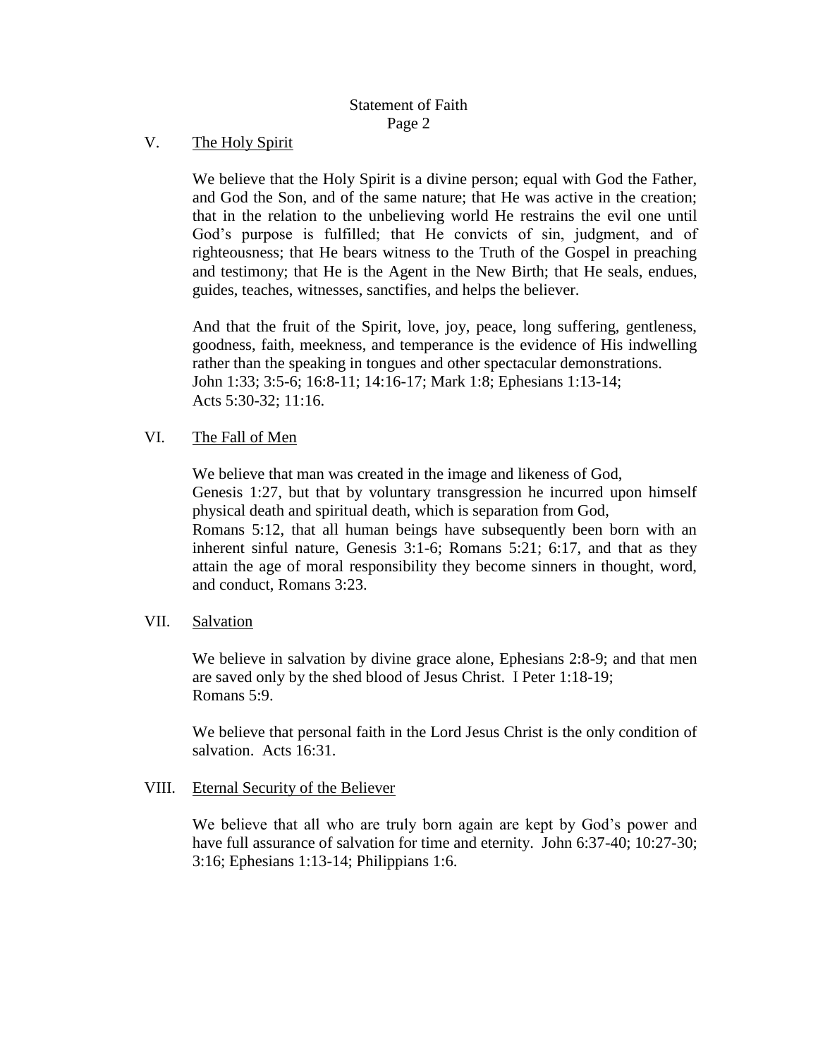## V. The Holy Spirit

We believe that the Holy Spirit is a divine person; equal with God the Father, and God the Son, and of the same nature; that He was active in the creation; that in the relation to the unbelieving world He restrains the evil one until God's purpose is fulfilled; that He convicts of sin, judgment, and of righteousness; that He bears witness to the Truth of the Gospel in preaching and testimony; that He is the Agent in the New Birth; that He seals, endues, guides, teaches, witnesses, sanctifies, and helps the believer.

And that the fruit of the Spirit, love, joy, peace, long suffering, gentleness, goodness, faith, meekness, and temperance is the evidence of His indwelling rather than the speaking in tongues and other spectacular demonstrations.
John 1:33; 3:5-6; 16:8-11; 14:16-17; Mark 1:8; Ephesians 1:13-14;
Acts 5:30-32; 11:16.

## VI. The Fall of Men

We believe that man was created in the image and likeness of God,
Genesis 1:27, but that by voluntary transgression he incurred upon himself physical death and spiritual death, which is separation from God,
Romans 5:12, that all human beings have subsequently been born with an inherent sinful nature, Genesis 3:1-6; Romans 5:21; 6:17, and that as they attain the age of moral responsibility they become sinners in thought, word, and conduct, Romans 3:23.

## VII. Salvation

We believe in salvation by divine grace alone, Ephesians 2:8-9; and that men are saved only by the shed blood of Jesus Christ. I Peter 1:18-19;
Romans 5:9.

We believe that personal faith in the Lord Jesus Christ is the only condition of salvation. Acts 16:31.

## VIII. Eternal Security of the Believer

We believe that all who are truly born again are kept by God's power and have full assurance of salvation for time and eternity. John 6:37-40; 10:27-30; 3:16; Ephesians 1:13-14; Philippians 1:6.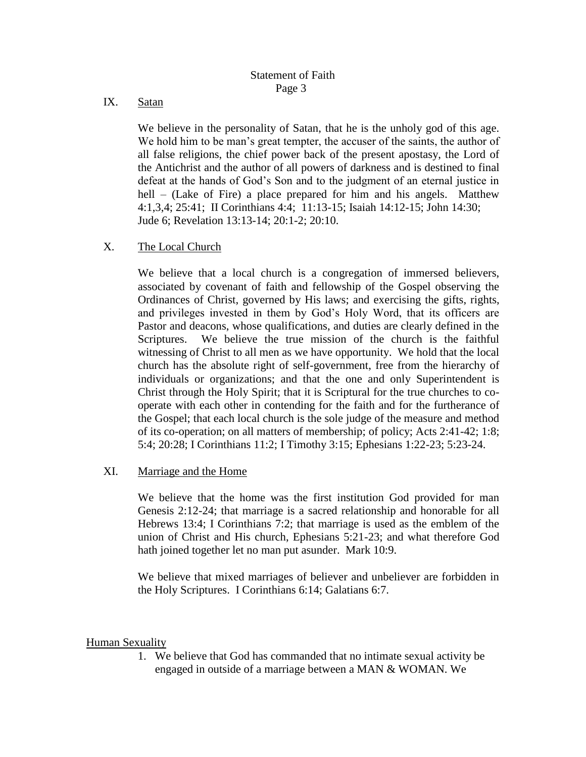## IX. Satan

We believe in the personality of Satan, that he is the unholy god of this age. We hold him to be man's great tempter, the accuser of the saints, the author of all false religions, the chief power back of the present apostasy, the Lord of the Antichrist and the author of all powers of darkness and is destined to final defeat at the hands of God's Son and to the judgment of an eternal justice in hell – (Lake of Fire) a place prepared for him and his angels. Matthew 4:1,3,4; 25:41; II Corinthians 4:4; 11:13-15; Isaiah 14:12-15; John 14:30; Jude 6; Revelation 13:13-14; 20:1-2; 20:10.

## X. The Local Church

We believe that a local church is a congregation of immersed believers, associated by covenant of faith and fellowship of the Gospel observing the Ordinances of Christ, governed by His laws; and exercising the gifts, rights, and privileges invested in them by God's Holy Word, that its officers are Pastor and deacons, whose qualifications, and duties are clearly defined in the Scriptures. We believe the true mission of the church is the faithful witnessing of Christ to all men as we have opportunity. We hold that the local church has the absolute right of self-government, free from the hierarchy of individuals or organizations; and that the one and only Superintendent is Christ through the Holy Spirit; that it is Scriptural for the true churches to co-operate with each other in contending for the faith and for the furtherance of the Gospel; that each local church is the sole judge of the measure and method of its co-operation; on all matters of membership; of policy; Acts 2:41-42; 1:8; 5:4; 20:28; I Corinthians 11:2; I Timothy 3:15; Ephesians 1:22-23; 5:23-24.

## XI. Marriage and the Home

We believe that the home was the first institution God provided for man Genesis 2:12-24; that marriage is a sacred relationship and honorable for all Hebrews 13:4; I Corinthians 7:2; that marriage is used as the emblem of the union of Christ and His church, Ephesians 5:21-23; and what therefore God hath joined together let no man put asunder. Mark 10:9.

We believe that mixed marriages of believer and unbeliever are forbidden in the Holy Scriptures. I Corinthians 6:14; Galatians 6:7.

## Human Sexuality

1. We believe that God has commanded that no intimate sexual activity be engaged in outside of a marriage between a MAN & WOMAN. We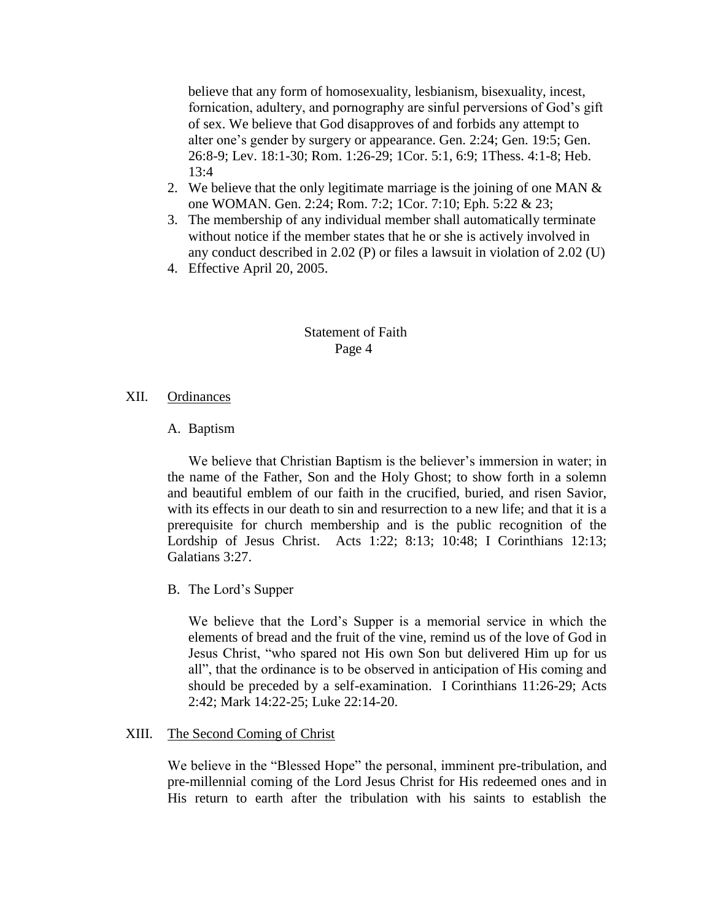believe that any form of homosexuality, lesbianism, bisexuality, incest, fornication, adultery, and pornography are sinful perversions of God's gift of sex. We believe that God disapproves of and forbids any attempt to alter one's gender by surgery or appearance. Gen. 2:24; Gen. 19:5; Gen. 26:8-9; Lev. 18:1-30; Rom. 1:26-29; 1Cor. 5:1, 6:9; 1Thess. 4:1-8; Heb. 13:4

2. We believe that the only legitimate marriage is the joining of one MAN & one WOMAN. Gen. 2:24; Rom. 7:2; 1Cor. 7:10; Eph. 5:22 & 23;
3. The membership of any individual member shall automatically terminate without notice if the member states that he or she is actively involved in any conduct described in 2.02 (P) or files a lawsuit in violation of 2.02 (U)
4. Effective April 20, 2005.

Statement of Faith
Page 4

## XII. Ordinances

### A. Baptism

We believe that Christian Baptism is the believer's immersion in water; in the name of the Father, Son and the Holy Ghost; to show forth in a solemn and beautiful emblem of our faith in the crucified, buried, and risen Savior, with its effects in our death to sin and resurrection to a new life; and that it is a prerequisite for church membership and is the public recognition of the Lordship of Jesus Christ. Acts 1:22; 8:13; 10:48; I Corinthians 12:13; Galatians 3:27.

### B. The Lord's Supper

We believe that the Lord's Supper is a memorial service in which the elements of bread and the fruit of the vine, remind us of the love of God in Jesus Christ, "who spared not His own Son but delivered Him up for us all", that the ordinance is to be observed in anticipation of His coming and should be preceded by a self-examination. I Corinthians 11:26-29; Acts 2:42; Mark 14:22-25; Luke 22:14-20.

## XIII. The Second Coming of Christ

We believe in the "Blessed Hope" the personal, imminent pre-tribulation, and pre-millennial coming of the Lord Jesus Christ for His redeemed ones and in His return to earth after the tribulation with his saints to establish the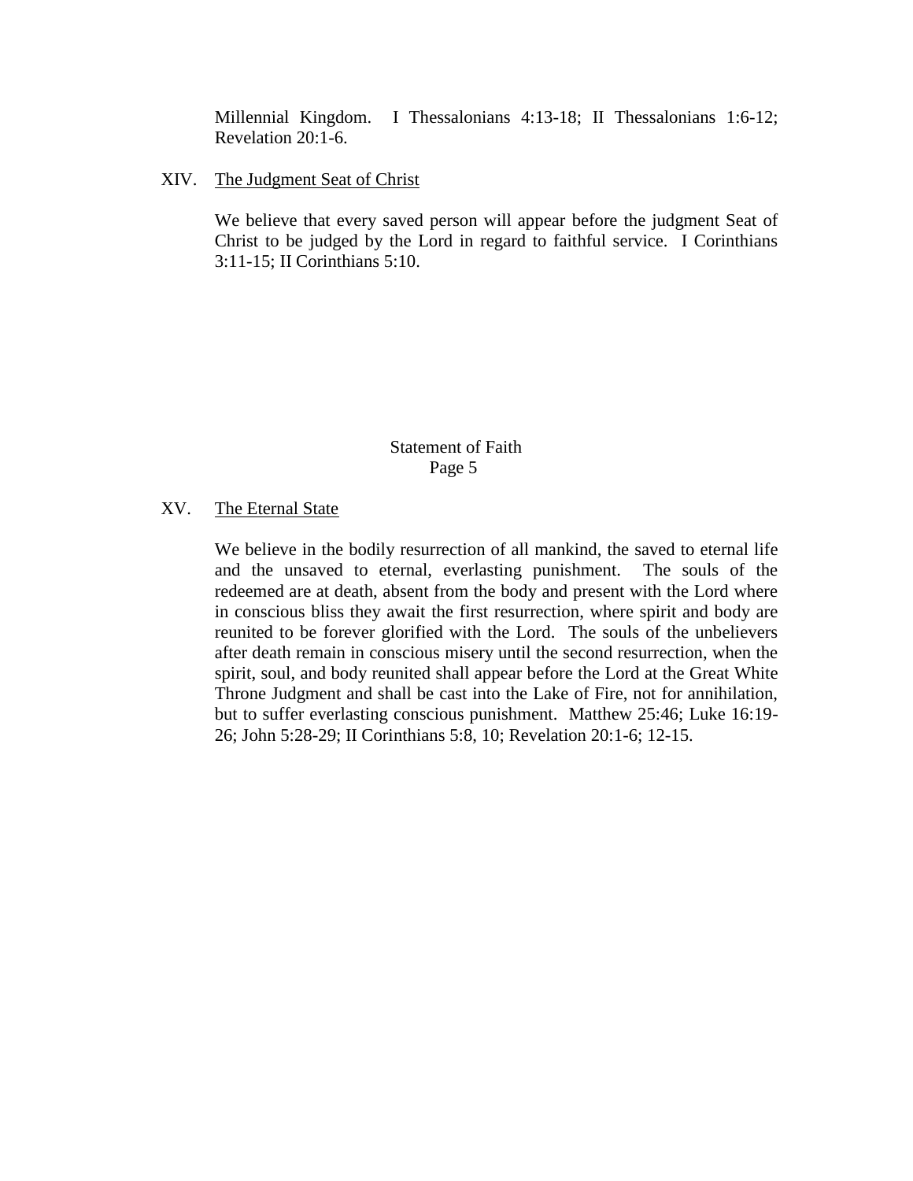Millennial Kingdom. I Thessalonians 4:13-18; II Thessalonians 1:6-12; Revelation 20:1-6.

## XIV. The Judgment Seat of Christ

We believe that every saved person will appear before the judgment Seat of Christ to be judged by the Lord in regard to faithful service. I Corinthians 3:11-15; II Corinthians 5:10.

## XV. The Eternal State

We believe in the bodily resurrection of all mankind, the saved to eternal life and the unsaved to eternal, everlasting punishment. The souls of the redeemed are at death, absent from the body and present with the Lord where in conscious bliss they await the first resurrection, where spirit and body are reunited to be forever glorified with the Lord. The souls of the unbelievers after death remain in conscious misery until the second resurrection, when the spirit, soul, and body reunited shall appear before the Lord at the Great White Throne Judgment and shall be cast into the Lake of Fire, not for annihilation, but to suffer everlasting conscious punishment. Matthew 25:46; Luke 16:19-26; John 5:28-29; II Corinthians 5:8, 10; Revelation 20:1-6; 12-15.